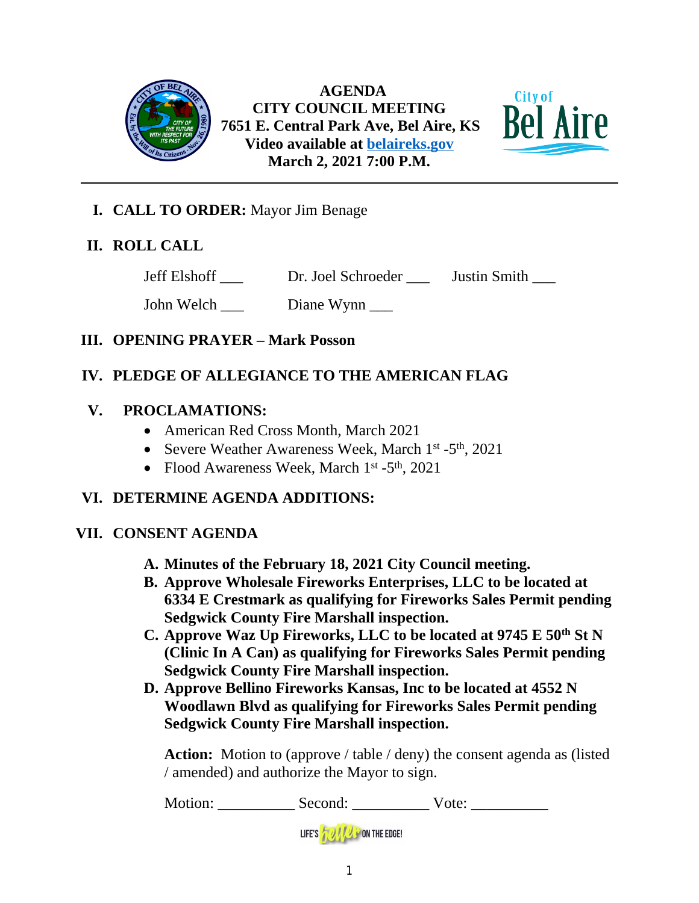# AGENDA
## CITY COUNCIL MEETING
**7651 E. Central Park Ave, Bel Aire, KS**
**Video available at [belaireks.gov](belaireks.gov)**
**March 2, 2021 7:00 P.M.**

---

**I. CALL TO ORDER:** Mayor Jim Benage

**II. ROLL CALL**

Jeff Elshoff ___ Dr. Joel Schroeder ___ Justin Smith ___

John Welch ___ Diane Wynn ___

**III. OPENING PRAYER – Mark Posson**

**IV. PLEDGE OF ALLEGIANCE TO THE AMERICAN FLAG**

**V. PROCLAMATIONS:**

- American Red Cross Month, March 2021
- Severe Weather Awareness Week, March 1st -5th, 2021
- Flood Awareness Week, March 1st -5th, 2021

**VI. DETERMINE AGENDA ADDITIONS:**

**VII. CONSENT AGENDA**

**A. Minutes of the February 18, 2021 City Council meeting.**

**B. Approve Wholesale Fireworks Enterprises, LLC to be located at 6334 E Crestmark as qualifying for Fireworks Sales Permit pending Sedgwick County Fire Marshall inspection.**

**C. Approve Waz Up Fireworks, LLC to be located at 9745 E 50th St N (Clinic In A Can) as qualifying for Fireworks Sales Permit pending Sedgwick County Fire Marshall inspection.**

**D. Approve Bellino Fireworks Kansas, Inc to be located at 4552 N Woodlawn Blvd as qualifying for Fireworks Sales Permit pending Sedgwick County Fire Marshall inspection.**

**Action:** Motion to (approve / table / deny) the consent agenda as (listed / amended) and authorize the Mayor to sign.

Motion: __________ Second: __________ Vote: __________

LIFE'S better ON THE EDGE!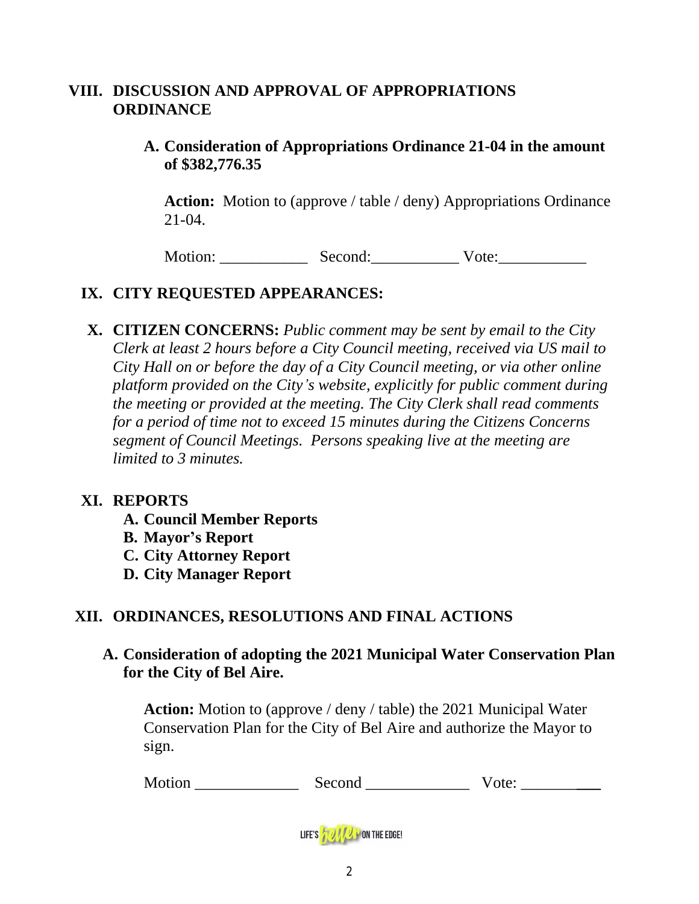## VIII. DISCUSSION AND APPROVAL OF APPROPRIATIONS ORDINANCE

### A. Consideration of Appropriations Ordinance 21-04 in the amount of $382,776.35

**Action:** Motion to (approve / table / deny) Appropriations Ordinance 21-04.

Motion: ___________ Second:___________ Vote:___________

## IX. CITY REQUESTED APPEARANCES:

## X. CITIZEN CONCERNS: *Public comment may be sent by email to the City Clerk at least 2 hours before a City Council meeting, received via US mail to City Hall on or before the day of a City Council meeting, or via other online platform provided on the City's website, explicitly for public comment during the meeting or provided at the meeting. The City Clerk shall read comments for a period of time not to exceed 15 minutes during the Citizens Concerns segment of Council Meetings. Persons speaking live at the meeting are limited to 3 minutes.*

## XI. REPORTS

- **A. Council Member Reports**
- **B. Mayor's Report**
- **C. City Attorney Report**
- **D. City Manager Report**

## XII. ORDINANCES, RESOLUTIONS AND FINAL ACTIONS

### A. Consideration of adopting the 2021 Municipal Water Conservation Plan for the City of Bel Aire.

**Action:** Motion to (approve / deny / table) the 2021 Municipal Water Conservation Plan for the City of Bel Aire and authorize the Mayor to sign.

Motion _____________ Second _____________ Vote: ___________

LIFE'S better ON THE EDGE!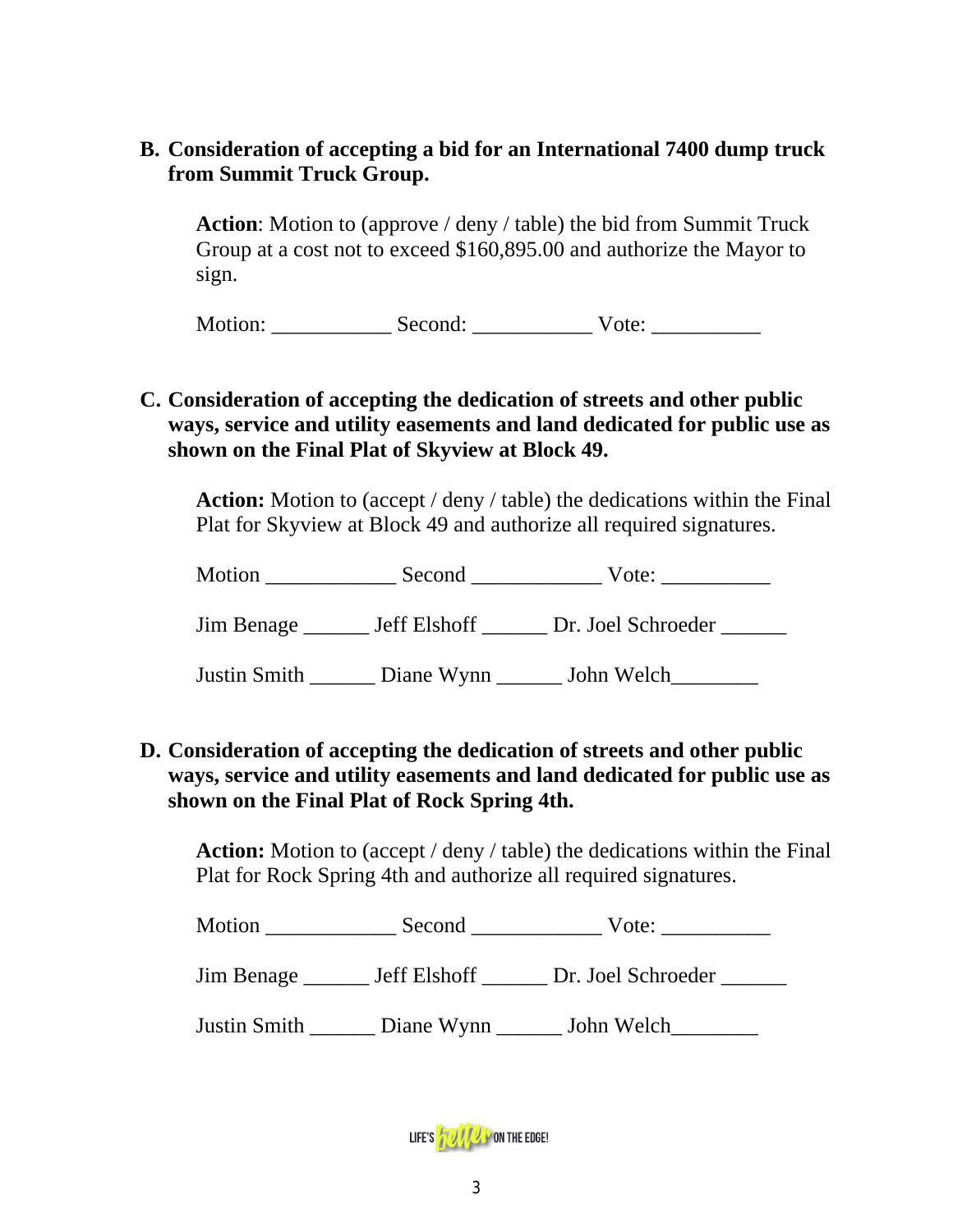**B. Consideration of accepting a bid for an International 7400 dump truck from Summit Truck Group.**

**Action**: Motion to (approve / deny / table) the bid from Summit Truck Group at a cost not to exceed $160,895.00 and authorize the Mayor to sign.

Motion: ___________ Second: ___________ Vote: __________

**C. Consideration of accepting the dedication of streets and other public ways, service and utility easements and land dedicated for public use as shown on the Final Plat of Skyview at Block 49.**

**Action:** Motion to (accept / deny / table) the dedications within the Final Plat for Skyview at Block 49 and authorize all required signatures.

Motion ____________ Second ____________ Vote: __________

Jim Benage ______ Jeff Elshoff ______ Dr. Joel Schroeder ______

Justin Smith ______ Diane Wynn ______ John Welch________

**D. Consideration of accepting the dedication of streets and other public ways, service and utility easements and land dedicated for public use as shown on the Final Plat of Rock Spring 4th.**

**Action:** Motion to (accept / deny / table) the dedications within the Final Plat for Rock Spring 4th and authorize all required signatures.

Motion ____________ Second ____________ Vote: __________

Jim Benage ______ Jeff Elshoff ______ Dr. Joel Schroeder ______

Justin Smith ______ Diane Wynn ______ John Welch________

LIFE'S better ON THE EDGE!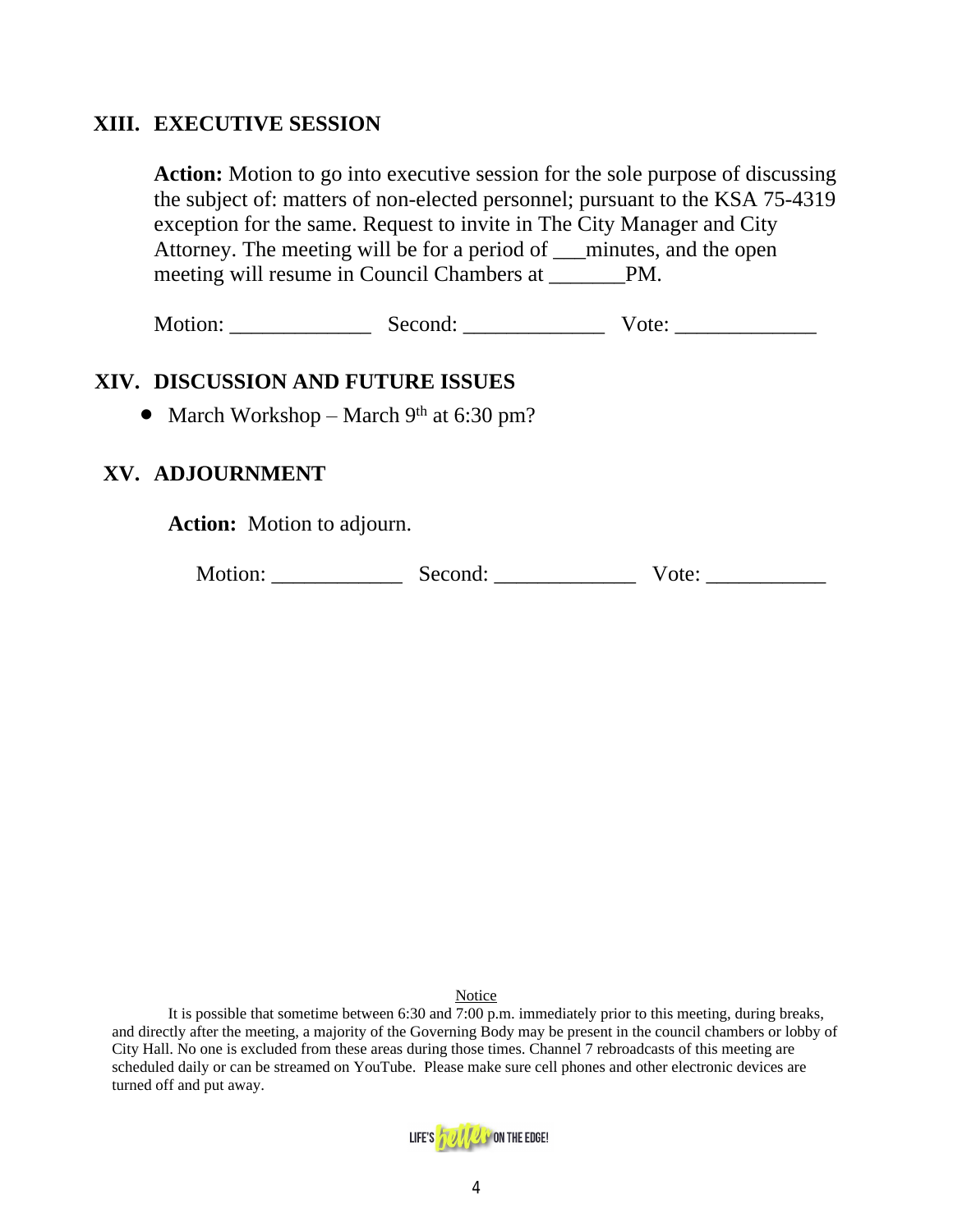## XIII. EXECUTIVE SESSION

**Action:** Motion to go into executive session for the sole purpose of discussing the subject of: matters of non-elected personnel; pursuant to the KSA 75-4319 exception for the same. Request to invite in The City Manager and City Attorney. The meeting will be for a period of ___minutes, and the open meeting will resume in Council Chambers at _______PM.

Motion: _____________ Second: _____________ Vote: _____________

## XIV. DISCUSSION AND FUTURE ISSUES

- March Workshop – March 9th at 6:30 pm?

## XV. ADJOURNMENT

**Action:** Motion to adjourn.

Motion: ____________ Second: _____________ Vote: ___________

Notice

It is possible that sometime between 6:30 and 7:00 p.m. immediately prior to this meeting, during breaks, and directly after the meeting, a majority of the Governing Body may be present in the council chambers or lobby of City Hall. No one is excluded from these areas during those times. Channel 7 rebroadcasts of this meeting are scheduled daily or can be streamed on YouTube. Please make sure cell phones and other electronic devices are turned off and put away.

LIFE'S better ON THE EDGE!